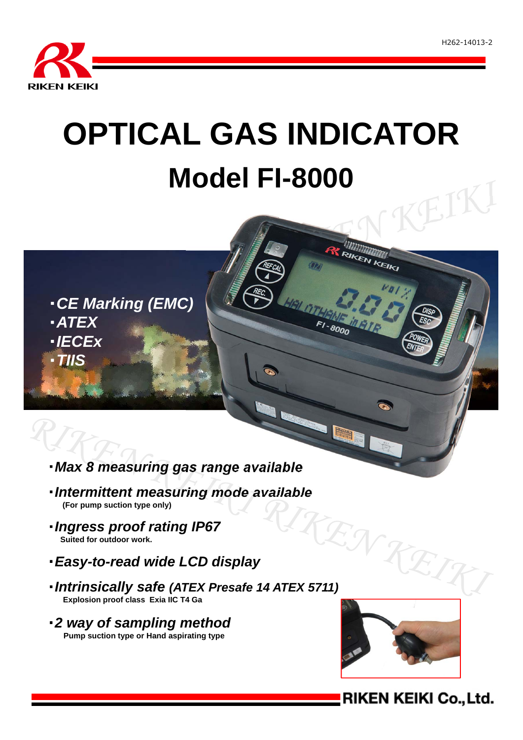H262-14013-2

RIKEN KEIKI

# OPTICAL GAS INDICATOR

# Model FI-8000

- ***CE Marking (EMC)***
- ***ATEX***
- ***IECEx***
- ***TIIS***

- ***Max 8 measuring gas range available***
- ***Intermittent measuring mode available***
  **(For pump suction type only)**
- ***Ingress proof rating IP67***
  **Suited for outdoor work.**
- ***Easy-to-read wide LCD display***
- ***Intrinsically safe (ATEX Presafe 14 ATEX 5711)***
  **Explosion proof class Exia IIC T4 Ga**
- ***2 way of sampling method***
  **Pump suction type or Hand aspirating type**

**RIKEN KEIKI Co., Ltd.**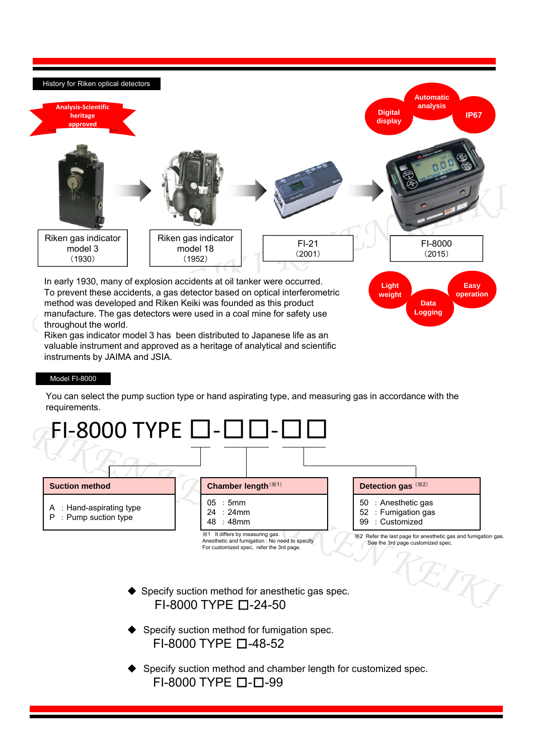## History for Riken optical detectors

Analysis-Scientific heritage approved

Riken gas indicator model 3 (1930) → Riken gas indicator model 18 (1952) → FI-21 (2001) → FI-8000 (2015)

Digital display | Automatic analysis | IP67

Light weight | Data Logging | Easy operation

In early 1930, many of explosion accidents at oil tanker were occurred.
To prevent these accidents, a gas detector based on optical interferometric method was developed and Riken Keiki was founded as this product manufacture. The gas detectors were used in a coal mine for safety use throughout the world.
Riken gas indicator model 3 has been distributed to Japanese life as an valuable instrument and approved as a heritage of analytical and scientific instruments by JAIMA and JSIA.

## Model FI-8000

You can select the pump suction type or hand aspirating type, and measuring gas in accordance with the requirements.

# FI-8000 TYPE □-□□-□□

| Suction method | Chamber length (※1) | Detection gas (※2) |
|---|---|---|
| A : Hand-aspirating type<br>P : Pump suction type | 05 : 5mm<br>24 : 24mm<br>48 : 48mm | 50 : Anesthetic gas<br>52 : Fumigation gas<br>99 : Customized |

※1 It differs by measuring gas.
Anesthetic and fumigation : No need to specify
For customized spec, refer the 3rd page.

※2 Refer the last page for anesthetic gas and fumigation gas.
See the 3rd page customized spec.

- Specify suction method for anesthetic gas spec.
  FI-8000 TYPE □-24-50
- Specify suction method for fumigation spec.
  FI-8000 TYPE □-48-52
- Specify suction method and chamber length for customized spec.
  FI-8000 TYPE □-□-99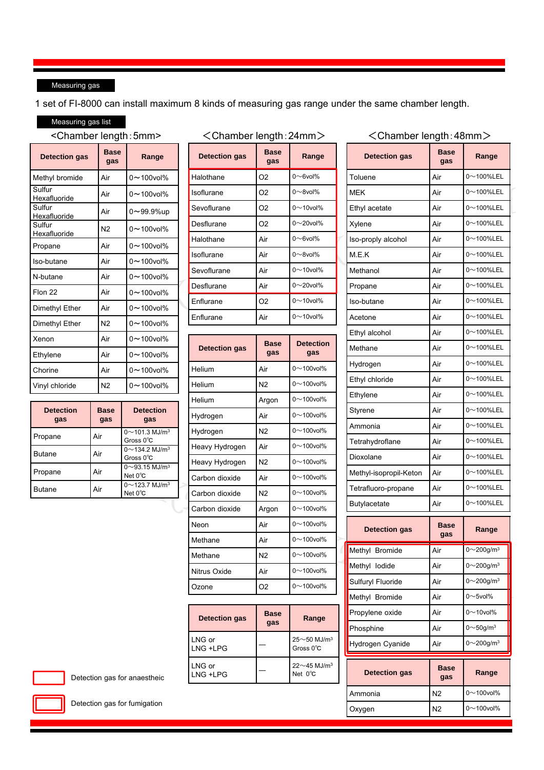Measuring gas

1 set of FI-8000 can install maximum 8 kinds of measuring gas range under the same chamber length.

Measuring gas list

## <Chamber length：5mm>

| Detection gas | Base gas | Range |
|---|---|---|
| Methyl bromide | Air | 0～100vol% |
| Sulfur Hexafluoride | Air | 0～100vol% |
| Sulfur Hexafluoride | Air | 0～99.9%up |
| Sulfur Hexafluoride | N2 | 0～100vol% |
| Propane | Air | 0～100vol% |
| Iso-butane | Air | 0～100vol% |
| N-butane | Air | 0～100vol% |
| Flon 22 | Air | 0～100vol% |
| Dimethyl Ether | Air | 0～100vol% |
| Dimethyl Ether | N2 | 0～100vol% |
| Xenon | Air | 0～100vol% |
| Ethylene | Air | 0～100vol% |
| Chorine | Air | 0～100vol% |
| Vinyl chloride | N2 | 0～100vol% |

| Detection gas | Base gas | Detection gas |
|---|---|---|
| Propane | Air | 0～101.3 MJ/m³ Gross 0℃ |
| Butane | Air | 0～134.2 MJ/m³ Gross 0℃ |
| Propane | Air | 0～93.15 MJ/m³ Net 0℃ |
| Butane | Air | 0～123.7 MJ/m³ Net 0℃ |

## <Chamber length：24mm>

| Detection gas | Base gas | Range |
|---|---|---|
| Halothane | O2 | 0～6vol% |
| Isoflurane | O2 | 0～8vol% |
| Sevoflurane | O2 | 0～10vol% |
| Desflurane | O2 | 0～20vol% |
| Halothane | Air | 0～6vol% |
| Isoflurane | Air | 0～8vol% |
| Sevoflurane | Air | 0～10vol% |
| Desflurane | Air | 0～20vol% |
| Enflurane | O2 | 0～10vol% |
| Enflurane | Air | 0～10vol% |

| Detection gas | Base gas | Detection gas |
|---|---|---|
| Helium | Air | 0～100vol% |
| Helium | N2 | 0～100vol% |
| Helium | Argon | 0～100vol% |
| Hydrogen | Air | 0～100vol% |
| Hydrogen | N2 | 0～100vol% |
| Heavy Hydrogen | Air | 0～100vol% |
| Heavy Hydrogen | N2 | 0～100vol% |
| Carbon dioxide | Air | 0～100vol% |
| Carbon dioxide | N2 | 0～100vol% |
| Carbon dioxide | Argon | 0～100vol% |
| Neon | Air | 0～100vol% |
| Methane | Air | 0～100vol% |
| Methane | N2 | 0～100vol% |
| Nitrus Oxide | Air | 0～100vol% |
| Ozone | O2 | 0～100vol% |

| Detection gas | Base gas | Range |
|---|---|---|
| LNG or LNG +LPG | — | 25～50 MJ/m³ Gross 0℃ |
| LNG or LNG +LPG | — | 22～45 MJ/m³ Net 0℃ |

## <Chamber length：48mm>

| Detection gas | Base gas | Range |
|---|---|---|
| Toluene | Air | 0～100%LEL |
| MEK | Air | 0～100%LEL |
| Ethyl acetate | Air | 0～100%LEL |
| Xylene | Air | 0～100%LEL |
| Iso-proply alcohol | Air | 0～100%LEL |
| M.E.K | Air | 0～100%LEL |
| Methanol | Air | 0～100%LEL |
| Propane | Air | 0～100%LEL |
| Iso-butane | Air | 0～100%LEL |
| Acetone | Air | 0～100%LEL |
| Ethyl alcohol | Air | 0～100%LEL |
| Methane | Air | 0～100%LEL |
| Hydrogen | Air | 0～100%LEL |
| Ethyl chloride | Air | 0～100%LEL |
| Ethylene | Air | 0～100%LEL |
| Styrene | Air | 0～100%LEL |
| Ammonia | Air | 0～100%LEL |
| Tetrahydroflane | Air | 0～100%LEL |
| Dioxolane | Air | 0～100%LEL |
| Methyl-isopropil-Keton | Air | 0～100%LEL |
| Tetrafluoro-propane | Air | 0～100%LEL |
| Butylacetate | Air | 0～100%LEL |

| Detection gas | Base gas | Range |
|---|---|---|
| Methyl Bromide | Air | 0～200g/m³ |
| Methyl Iodide | Air | 0～200g/m³ |
| Sulfuryl Fluoride | Air | 0～200g/m³ |
| Methyl Bromide | Air | 0～5vol% |
| Propylene oxide | Air | 0～10vol% |
| Phosphine | Air | 0～50g/m³ |
| Hydrogen Cyanide | Air | 0～200g/m³ |

| Detection gas | Base gas | Range |
|---|---|---|
| Ammonia | N2 | 0～100vol% |
| Oxygen | N2 | 0～100vol% |

Red box: Detection gas for anaestheic (Halothane, Isoflurane, Sevoflurane, Desflurane in O2 and Air)

Double red box: Detection gas for fumigation (Methyl Bromide, Methyl Iodide, Sulfuryl Fluoride, Methyl Bromide, Propylene oxide, Phosphine, Hydrogen Cyanide)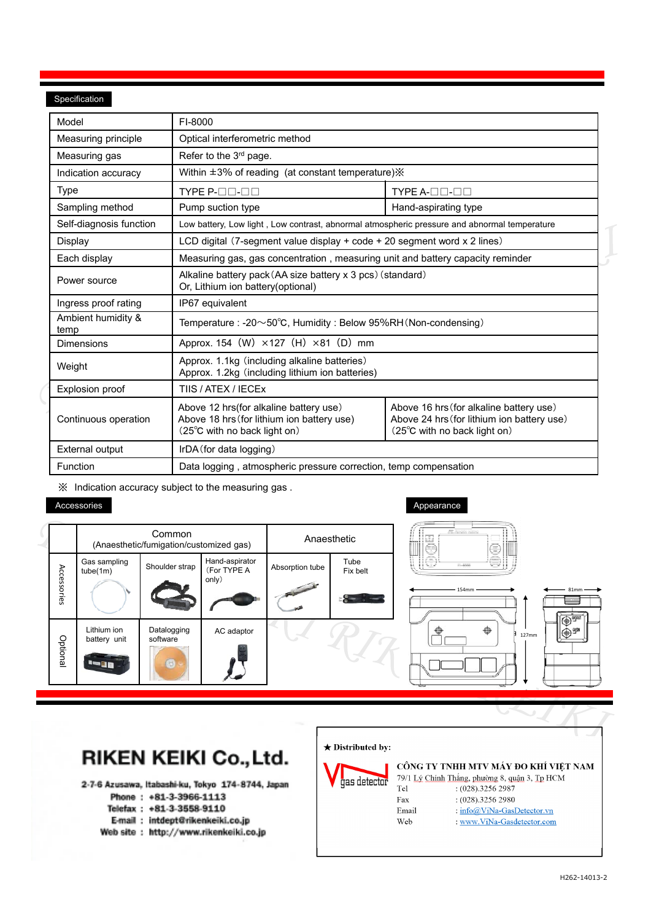## Specification

| | | |
|---|---|---|
| Model | FI-8000 | |
| Measuring principle | Optical interferometric method | |
| Measuring gas | Refer to the 3rd page. | |
| Indication accuracy | Within ±3% of reading (at constant temperature)※ | |
| Type | TYPE P-□□-□□ | TYPE A-□□-□□ |
| Sampling method | Pump suction type | Hand-aspirating type |
| Self-diagnosis function | Low battery, Low light , Low contrast, abnormal atmospheric pressure and abnormal temperature | |
| Display | LCD digital (7-segment value display + code + 20 segment word x 2 lines) | |
| Each display | Measuring gas, gas concentration , measuring unit and battery capacity reminder | |
| Power source | Alkaline battery pack (AA size battery x 3 pcs) (standard)<br>Or, Lithium ion battery(optional) | |
| Ingress proof rating | IP67 equivalent | |
| Ambient humidity & temp | Temperature : -20～50℃, Humidity : Below 95%RH (Non-condensing) | |
| Dimensions | Approx. 154 (W) ×127 (H) ×81 (D) mm | |
| Weight | Approx. 1.1kg (including alkaline batteries)<br>Approx. 1.2kg (including lithium ion batteries) | |
| Explosion proof | TIIS / ATEX / IECEx | |
| Continuous operation | Above 12 hrs(for alkaline battery use)<br>Above 18 hrs (for lithium ion battery use)<br>(25℃ with no back light on) | Above 16 hrs (for alkaline battery use)<br>Above 24 hrs (for lithium ion battery use)<br>(25℃ with no back light on) |
| External output | IrDA (for data logging) | |
| Function | Data logging , atmospheric pressure correction, temp compensation | |

※ Indication accuracy subject to the measuring gas .

## Accessories

| | Common (Anaesthetic/fumigation/customized gas) | | | Anaesthetic | |
|---|---|---|---|---|---|
| Accessories | Gas sampling tube(1m) | Shoulder strap | Hand-aspirator (For TYPE A only) | Absorption tube | Tube Fix belt |
| Optional | Lithium ion battery unit | Datalogging software | AC adaptor | | |

## Appearance

154mm
81mm
127mm

**RIKEN KEIKI Co.,Ltd.**

2-7-6 Azusawa, Itabashi-ku, Tokyo 174-8744, Japan
Phone : +81-3-3966-1113
Telefax : +81-3-3558-9110
E-mail : intdept@rikenkeiki.co.jp
Web site : http://www.rikenkeiki.co.jp

★ Distributed by:

gas detector

**CÔNG TY TNHH MTV MÁY ĐO KHÍ VIỆT NAM**
79/1 Lý Chính Thắng, phường 8, quận 3, Tp HCM
Tel : (028).3256 2987
Fax : (028).3256 2980
Email : info@ViNa-GasDetector.vn
Web : www.ViNa-Gasdetector.com

H262-14013-2